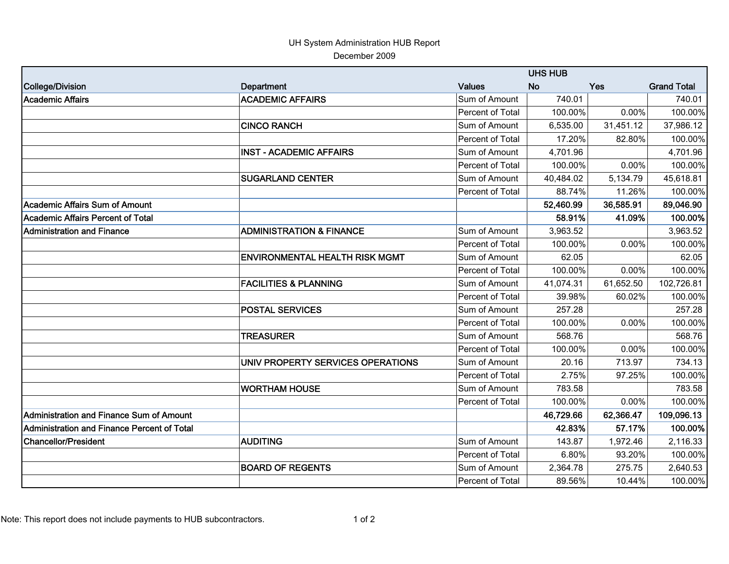UH System Administration HUB Report

December 2009

| College/Division | Department | Values | UHS HUB No | UHS HUB Yes | Grand Total |
|---|---|---|---|---|---|
| **Academic Affairs** | **ACADEMIC AFFAIRS** | Sum of Amount | 740.01 | | 740.01 |
| | | Percent of Total | 100.00% | 0.00% | 100.00% |
| | **CINCO RANCH** | Sum of Amount | 6,535.00 | 31,451.12 | 37,986.12 |
| | | Percent of Total | 17.20% | 82.80% | 100.00% |
| | **INST - ACADEMIC AFFAIRS** | Sum of Amount | 4,701.96 | | 4,701.96 |
| | | Percent of Total | 100.00% | 0.00% | 100.00% |
| | **SUGARLAND CENTER** | Sum of Amount | 40,484.02 | 5,134.79 | 45,618.81 |
| | | Percent of Total | 88.74% | 11.26% | 100.00% |
| **Academic Affairs Sum of Amount** | | | **52,460.99** | **36,585.91** | **89,046.90** |
| **Academic Affairs Percent of Total** | | | **58.91%** | **41.09%** | **100.00%** |
| **Administration and Finance** | **ADMINISTRATION & FINANCE** | Sum of Amount | 3,963.52 | | 3,963.52 |
| | | Percent of Total | 100.00% | 0.00% | 100.00% |
| | **ENVIRONMENTAL HEALTH RISK MGMT** | Sum of Amount | 62.05 | | 62.05 |
| | | Percent of Total | 100.00% | 0.00% | 100.00% |
| | **FACILITIES & PLANNING** | Sum of Amount | 41,074.31 | 61,652.50 | 102,726.81 |
| | | Percent of Total | 39.98% | 60.02% | 100.00% |
| | **POSTAL SERVICES** | Sum of Amount | 257.28 | | 257.28 |
| | | Percent of Total | 100.00% | 0.00% | 100.00% |
| | **TREASURER** | Sum of Amount | 568.76 | | 568.76 |
| | | Percent of Total | 100.00% | 0.00% | 100.00% |
| | **UNIV PROPERTY SERVICES OPERATIONS** | Sum of Amount | 20.16 | 713.97 | 734.13 |
| | | Percent of Total | 2.75% | 97.25% | 100.00% |
| | **WORTHAM HOUSE** | Sum of Amount | 783.58 | | 783.58 |
| | | Percent of Total | 100.00% | 0.00% | 100.00% |
| **Administration and Finance Sum of Amount** | | | **46,729.66** | **62,366.47** | **109,096.13** |
| **Administration and Finance Percent of Total** | | | **42.83%** | **57.17%** | **100.00%** |
| **Chancellor/President** | **AUDITING** | Sum of Amount | 143.87 | 1,972.46 | 2,116.33 |
| | | Percent of Total | 6.80% | 93.20% | 100.00% |
| | **BOARD OF REGENTS** | Sum of Amount | 2,364.78 | 275.75 | 2,640.53 |
| | | Percent of Total | 89.56% | 10.44% | 100.00% |

Note: This report does not include payments to HUB subcontractors.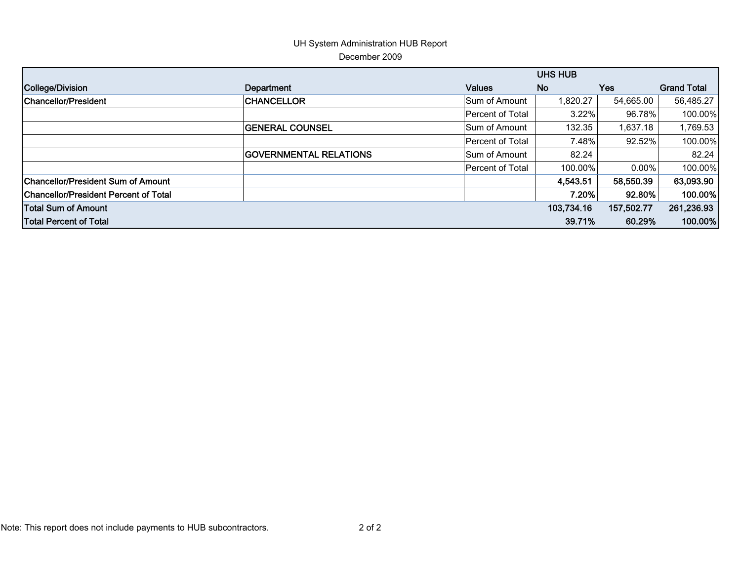UH System Administration HUB Report

December 2009

| | | | UHS HUB | | |
|---|---|---|---|---|---|
| **College/Division** | **Department** | **Values** | **No** | **Yes** | **Grand Total** |
| **Chancellor/President** | **CHANCELLOR** | Sum of Amount | 1,820.27 | 54,665.00 | 56,485.27 |
| | | Percent of Total | 3.22% | 96.78% | 100.00% |
| | **GENERAL COUNSEL** | Sum of Amount | 132.35 | 1,637.18 | 1,769.53 |
| | | Percent of Total | 7.48% | 92.52% | 100.00% |
| | **GOVERNMENTAL RELATIONS** | Sum of Amount | 82.24 | | 82.24 |
| | | Percent of Total | 100.00% | 0.00% | 100.00% |
| **Chancellor/President Sum of Amount** | | | **4,543.51** | **58,550.39** | **63,093.90** |
| **Chancellor/President Percent of Total** | | | **7.20%** | **92.80%** | **100.00%** |
| **Total Sum of Amount** | | | **103,734.16** | **157,502.77** | **261,236.93** |
| **Total Percent of Total** | | | **39.71%** | **60.29%** | **100.00%** |

Note: This report does not include payments to HUB subcontractors.